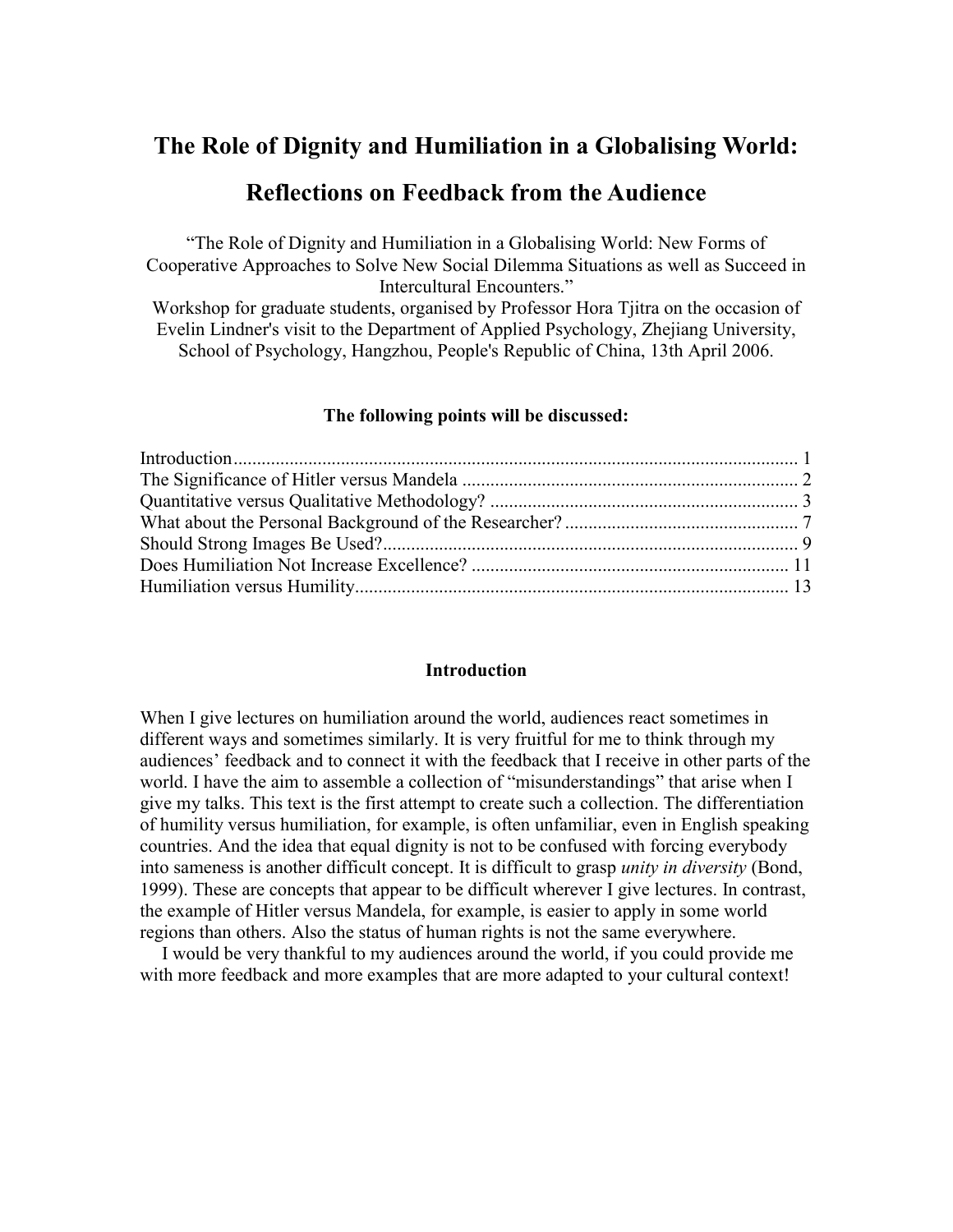# The Role of Dignity and Humiliation in a Globalising World: Reflections on Feedback from the Audience

"The Role of Dignity and Humiliation in a Globalising World: New Forms of Cooperative Approaches to Solve New Social Dilemma Situations as well as Succeed in Intercultural Encounters."
Workshop for graduate students, organised by Professor Hora Tjitra on the occasion of Evelin Lindner's visit to the Department of Applied Psychology, Zhejiang University, School of Psychology, Hangzhou, People's Republic of China, 13th April 2006.

**The following points will be discussed:**

Introduction ........................................................................................................................ 1
The Significance of Hitler versus Mandela ........................................................................ 2
Quantitative versus Qualitative Methodology? .................................................................. 3
What about the Personal Background of the Researcher? .................................................. 7
Should Strong Images Be Used? ......................................................................................... 9
Does Humiliation Not Increase Excellence? .................................................................... 11
Humiliation versus Humility ............................................................................................. 13

## Introduction

When I give lectures on humiliation around the world, audiences react sometimes in different ways and sometimes similarly. It is very fruitful for me to think through my audiences' feedback and to connect it with the feedback that I receive in other parts of the world. I have the aim to assemble a collection of "misunderstandings" that arise when I give my talks. This text is the first attempt to create such a collection. The differentiation of humility versus humiliation, for example, is often unfamiliar, even in English speaking countries. And the idea that equal dignity is not to be confused with forcing everybody into sameness is another difficult concept. It is difficult to grasp *unity in diversity* (Bond, 1999). These are concepts that appear to be difficult wherever I give lectures. In contrast, the example of Hitler versus Mandela, for example, is easier to apply in some world regions than others. Also the status of human rights is not the same everywhere.

I would be very thankful to my audiences around the world, if you could provide me with more feedback and more examples that are more adapted to your cultural context!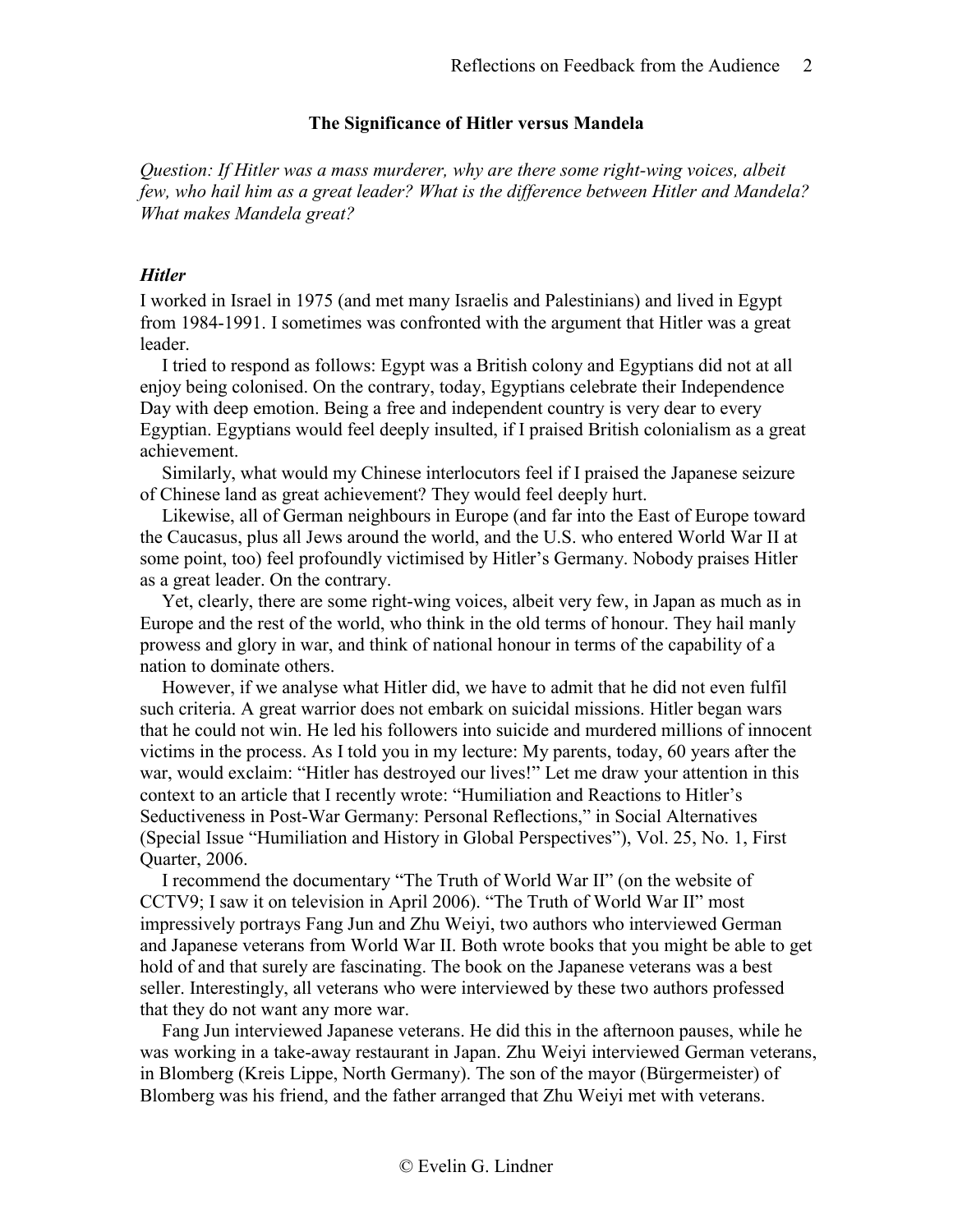**The Significance of Hitler versus Mandela**

*Question: If Hitler was a mass murderer, why are there some right-wing voices, albeit few, who hail him as a great leader? What is the difference between Hitler and Mandela? What makes Mandela great?*

### *Hitler*

I worked in Israel in 1975 (and met many Israelis and Palestinians) and lived in Egypt from 1984-1991. I sometimes was confronted with the argument that Hitler was a great leader.

I tried to respond as follows: Egypt was a British colony and Egyptians did not at all enjoy being colonised. On the contrary, today, Egyptians celebrate their Independence Day with deep emotion. Being a free and independent country is very dear to every Egyptian. Egyptians would feel deeply insulted, if I praised British colonialism as a great achievement.

Similarly, what would my Chinese interlocutors feel if I praised the Japanese seizure of Chinese land as great achievement? They would feel deeply hurt.

Likewise, all of German neighbours in Europe (and far into the East of Europe toward the Caucasus, plus all Jews around the world, and the U.S. who entered World War II at some point, too) feel profoundly victimised by Hitler's Germany. Nobody praises Hitler as a great leader. On the contrary.

Yet, clearly, there are some right-wing voices, albeit very few, in Japan as much as in Europe and the rest of the world, who think in the old terms of honour. They hail manly prowess and glory in war, and think of national honour in terms of the capability of a nation to dominate others.

However, if we analyse what Hitler did, we have to admit that he did not even fulfil such criteria. A great warrior does not embark on suicidal missions. Hitler began wars that he could not win. He led his followers into suicide and murdered millions of innocent victims in the process. As I told you in my lecture: My parents, today, 60 years after the war, would exclaim: "Hitler has destroyed our lives!" Let me draw your attention in this context to an article that I recently wrote: "Humiliation and Reactions to Hitler's Seductiveness in Post-War Germany: Personal Reflections," in Social Alternatives (Special Issue "Humiliation and History in Global Perspectives"), Vol. 25, No. 1, First Quarter, 2006.

I recommend the documentary "The Truth of World War II" (on the website of CCTV9; I saw it on television in April 2006). "The Truth of World War II" most impressively portrays Fang Jun and Zhu Weiyi, two authors who interviewed German and Japanese veterans from World War II. Both wrote books that you might be able to get hold of and that surely are fascinating. The book on the Japanese veterans was a best seller. Interestingly, all veterans who were interviewed by these two authors professed that they do not want any more war.

Fang Jun interviewed Japanese veterans. He did this in the afternoon pauses, while he was working in a take-away restaurant in Japan. Zhu Weiyi interviewed German veterans, in Blomberg (Kreis Lippe, North Germany). The son of the mayor (Bürgermeister) of Blomberg was his friend, and the father arranged that Zhu Weiyi met with veterans.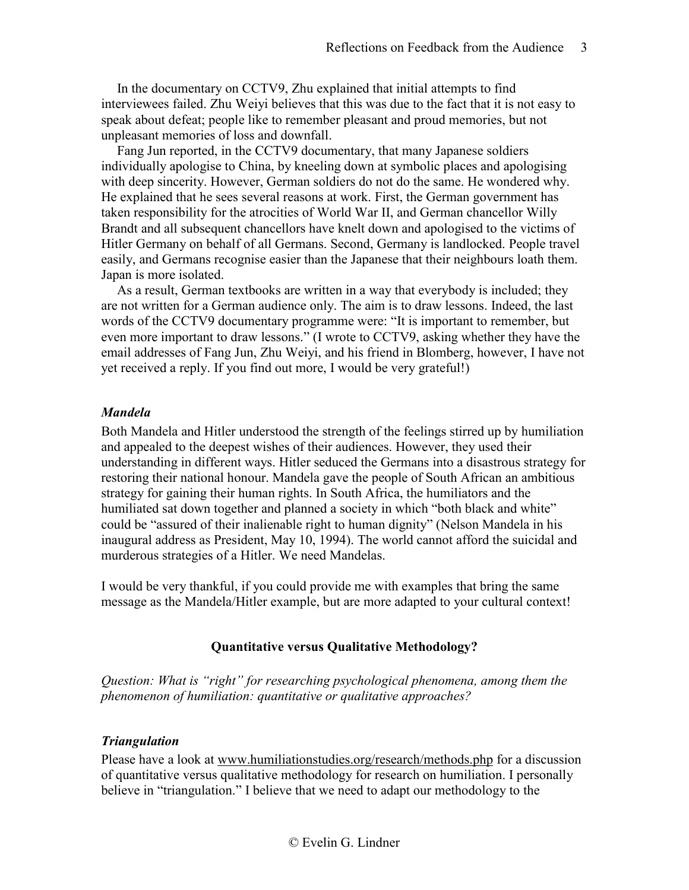In the documentary on CCTV9, Zhu explained that initial attempts to find interviewees failed. Zhu Weiyi believes that this was due to the fact that it is not easy to speak about defeat; people like to remember pleasant and proud memories, but not unpleasant memories of loss and downfall.

Fang Jun reported, in the CCTV9 documentary, that many Japanese soldiers individually apologise to China, by kneeling down at symbolic places and apologising with deep sincerity. However, German soldiers do not do the same. He wondered why. He explained that he sees several reasons at work. First, the German government has taken responsibility for the atrocities of World War II, and German chancellor Willy Brandt and all subsequent chancellors have knelt down and apologised to the victims of Hitler Germany on behalf of all Germans. Second, Germany is landlocked. People travel easily, and Germans recognise easier than the Japanese that their neighbours loath them. Japan is more isolated.

As a result, German textbooks are written in a way that everybody is included; they are not written for a German audience only. The aim is to draw lessons. Indeed, the last words of the CCTV9 documentary programme were: "It is important to remember, but even more important to draw lessons." (I wrote to CCTV9, asking whether they have the email addresses of Fang Jun, Zhu Weiyi, and his friend in Blomberg, however, I have not yet received a reply. If you find out more, I would be very grateful!)

### *Mandela*

Both Mandela and Hitler understood the strength of the feelings stirred up by humiliation and appealed to the deepest wishes of their audiences. However, they used their understanding in different ways. Hitler seduced the Germans into a disastrous strategy for restoring their national honour. Mandela gave the people of South African an ambitious strategy for gaining their human rights. In South Africa, the humiliators and the humiliated sat down together and planned a society in which "both black and white" could be "assured of their inalienable right to human dignity" (Nelson Mandela in his inaugural address as President, May 10, 1994). The world cannot afford the suicidal and murderous strategies of a Hitler. We need Mandelas.

I would be very thankful, if you could provide me with examples that bring the same message as the Mandela/Hitler example, but are more adapted to your cultural context!

## Quantitative versus Qualitative Methodology?

*Question: What is "right" for researching psychological phenomena, among them the phenomenon of humiliation: quantitative or qualitative approaches?*

### *Triangulation*

Please have a look at www.humiliationstudies.org/research/methods.php for a discussion of quantitative versus qualitative methodology for research on humiliation. I personally believe in "triangulation." I believe that we need to adapt our methodology to the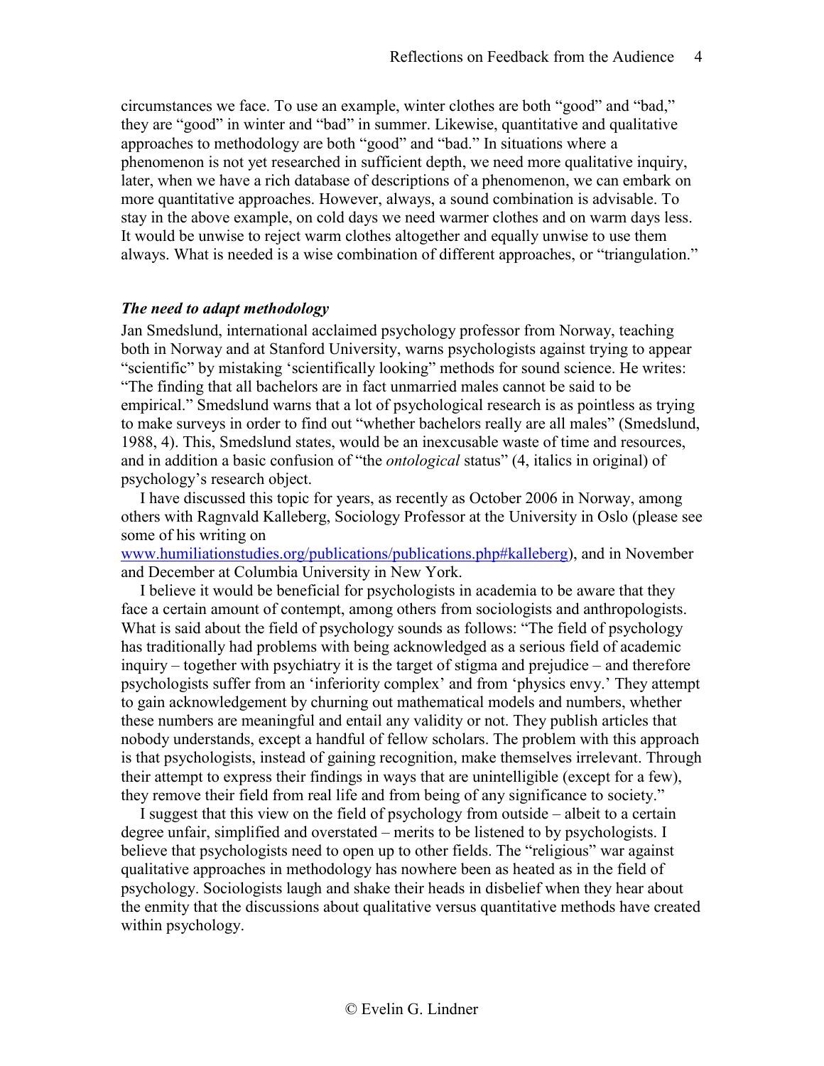circumstances we face. To use an example, winter clothes are both "good" and "bad," they are "good" in winter and "bad" in summer. Likewise, quantitative and qualitative approaches to methodology are both "good" and "bad." In situations where a phenomenon is not yet researched in sufficient depth, we need more qualitative inquiry, later, when we have a rich database of descriptions of a phenomenon, we can embark on more quantitative approaches. However, always, a sound combination is advisable. To stay in the above example, on cold days we need warmer clothes and on warm days less. It would be unwise to reject warm clothes altogether and equally unwise to use them always. What is needed is a wise combination of different approaches, or "triangulation."

### ***The need to adapt methodology***

Jan Smedslund, international acclaimed psychology professor from Norway, teaching both in Norway and at Stanford University, warns psychologists against trying to appear "scientific" by mistaking 'scientifically looking" methods for sound science. He writes: "The finding that all bachelors are in fact unmarried males cannot be said to be empirical." Smedslund warns that a lot of psychological research is as pointless as trying to make surveys in order to find out "whether bachelors really are all males" (Smedslund, 1988, 4). This, Smedslund states, would be an inexcusable waste of time and resources, and in addition a basic confusion of "the *ontological* status" (4, italics in original) of psychology's research object.

I have discussed this topic for years, as recently as October 2006 in Norway, among others with Ragnvald Kalleberg, Sociology Professor at the University in Oslo (please see some of his writing on www.humiliationstudies.org/publications/publications.php#kalleberg), and in November and December at Columbia University in New York.

I believe it would be beneficial for psychologists in academia to be aware that they face a certain amount of contempt, among others from sociologists and anthropologists. What is said about the field of psychology sounds as follows: "The field of psychology has traditionally had problems with being acknowledged as a serious field of academic inquiry – together with psychiatry it is the target of stigma and prejudice – and therefore psychologists suffer from an 'inferiority complex' and from 'physics envy.' They attempt to gain acknowledgement by churning out mathematical models and numbers, whether these numbers are meaningful and entail any validity or not. They publish articles that nobody understands, except a handful of fellow scholars. The problem with this approach is that psychologists, instead of gaining recognition, make themselves irrelevant. Through their attempt to express their findings in ways that are unintelligible (except for a few), they remove their field from real life and from being of any significance to society."

I suggest that this view on the field of psychology from outside – albeit to a certain degree unfair, simplified and overstated – merits to be listened to by psychologists. I believe that psychologists need to open up to other fields. The "religious" war against qualitative approaches in methodology has nowhere been as heated as in the field of psychology. Sociologists laugh and shake their heads in disbelief when they hear about the enmity that the discussions about qualitative versus quantitative methods have created within psychology.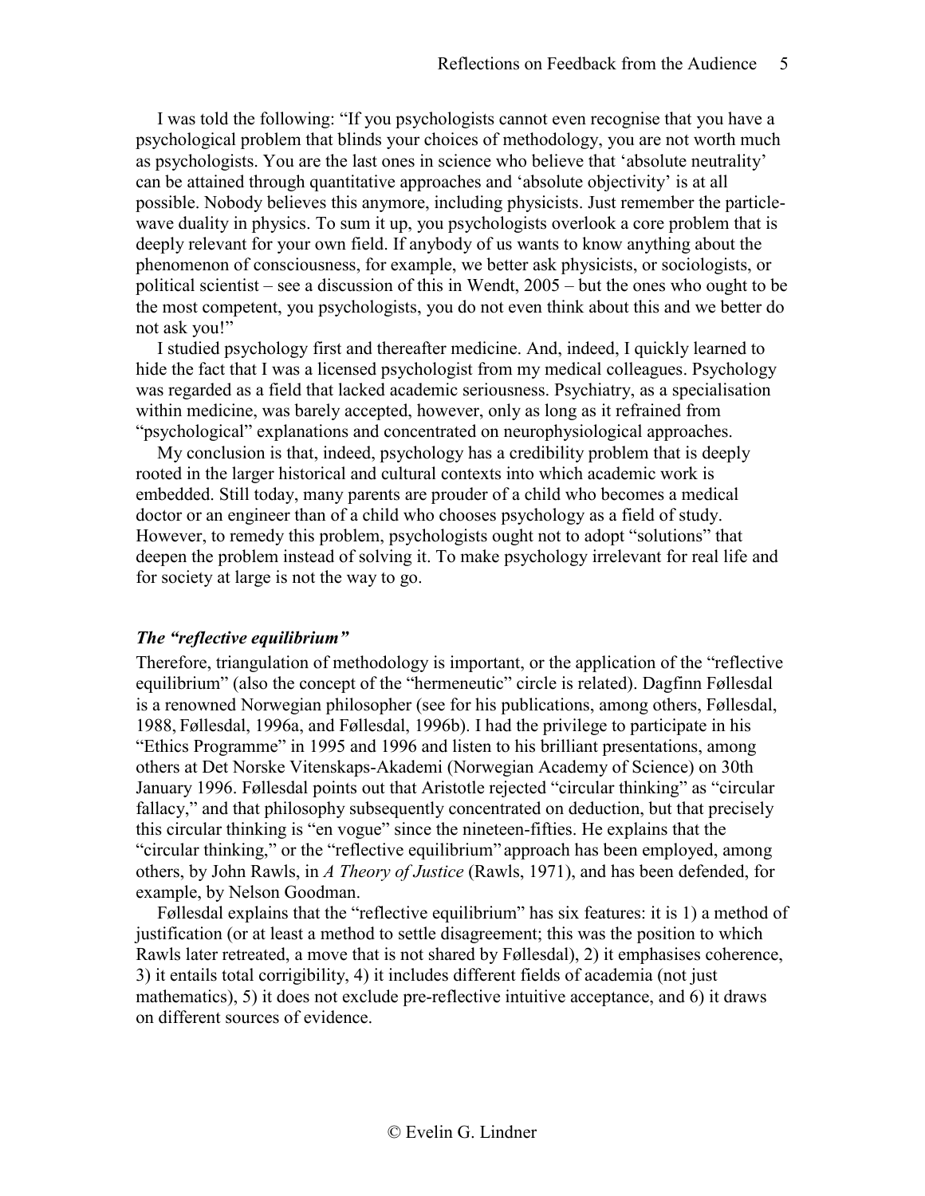I was told the following: "If you psychologists cannot even recognise that you have a psychological problem that blinds your choices of methodology, you are not worth much as psychologists. You are the last ones in science who believe that 'absolute neutrality' can be attained through quantitative approaches and 'absolute objectivity' is at all possible. Nobody believes this anymore, including physicists. Just remember the particle-wave duality in physics. To sum it up, you psychologists overlook a core problem that is deeply relevant for your own field. If anybody of us wants to know anything about the phenomenon of consciousness, for example, we better ask physicists, or sociologists, or political scientist – see a discussion of this in Wendt, 2005 – but the ones who ought to be the most competent, you psychologists, you do not even think about this and we better do not ask you!"

I studied psychology first and thereafter medicine. And, indeed, I quickly learned to hide the fact that I was a licensed psychologist from my medical colleagues. Psychology was regarded as a field that lacked academic seriousness. Psychiatry, as a specialisation within medicine, was barely accepted, however, only as long as it refrained from "psychological" explanations and concentrated on neurophysiological approaches.

My conclusion is that, indeed, psychology has a credibility problem that is deeply rooted in the larger historical and cultural contexts into which academic work is embedded. Still today, many parents are prouder of a child who becomes a medical doctor or an engineer than of a child who chooses psychology as a field of study. However, to remedy this problem, psychologists ought not to adopt "solutions" that deepen the problem instead of solving it. To make psychology irrelevant for real life and for society at large is not the way to go.

### *The "reflective equilibrium"*

Therefore, triangulation of methodology is important, or the application of the "reflective equilibrium" (also the concept of the "hermeneutic" circle is related). Dagfinn Føllesdal is a renowned Norwegian philosopher (see for his publications, among others, Føllesdal, 1988, Føllesdal, 1996a, and Føllesdal, 1996b). I had the privilege to participate in his "Ethics Programme" in 1995 and 1996 and listen to his brilliant presentations, among others at Det Norske Vitenskaps-Akademi (Norwegian Academy of Science) on 30th January 1996. Føllesdal points out that Aristotle rejected "circular thinking" as "circular fallacy," and that philosophy subsequently concentrated on deduction, but that precisely this circular thinking is "en vogue" since the nineteen-fifties. He explains that the "circular thinking," or the "reflective equilibrium" approach has been employed, among others, by John Rawls, in *A Theory of Justice* (Rawls, 1971), and has been defended, for example, by Nelson Goodman.

Føllesdal explains that the "reflective equilibrium" has six features: it is 1) a method of justification (or at least a method to settle disagreement; this was the position to which Rawls later retreated, a move that is not shared by Føllesdal), 2) it emphasises coherence, 3) it entails total corrigibility, 4) it includes different fields of academia (not just mathematics), 5) it does not exclude pre-reflective intuitive acceptance, and 6) it draws on different sources of evidence.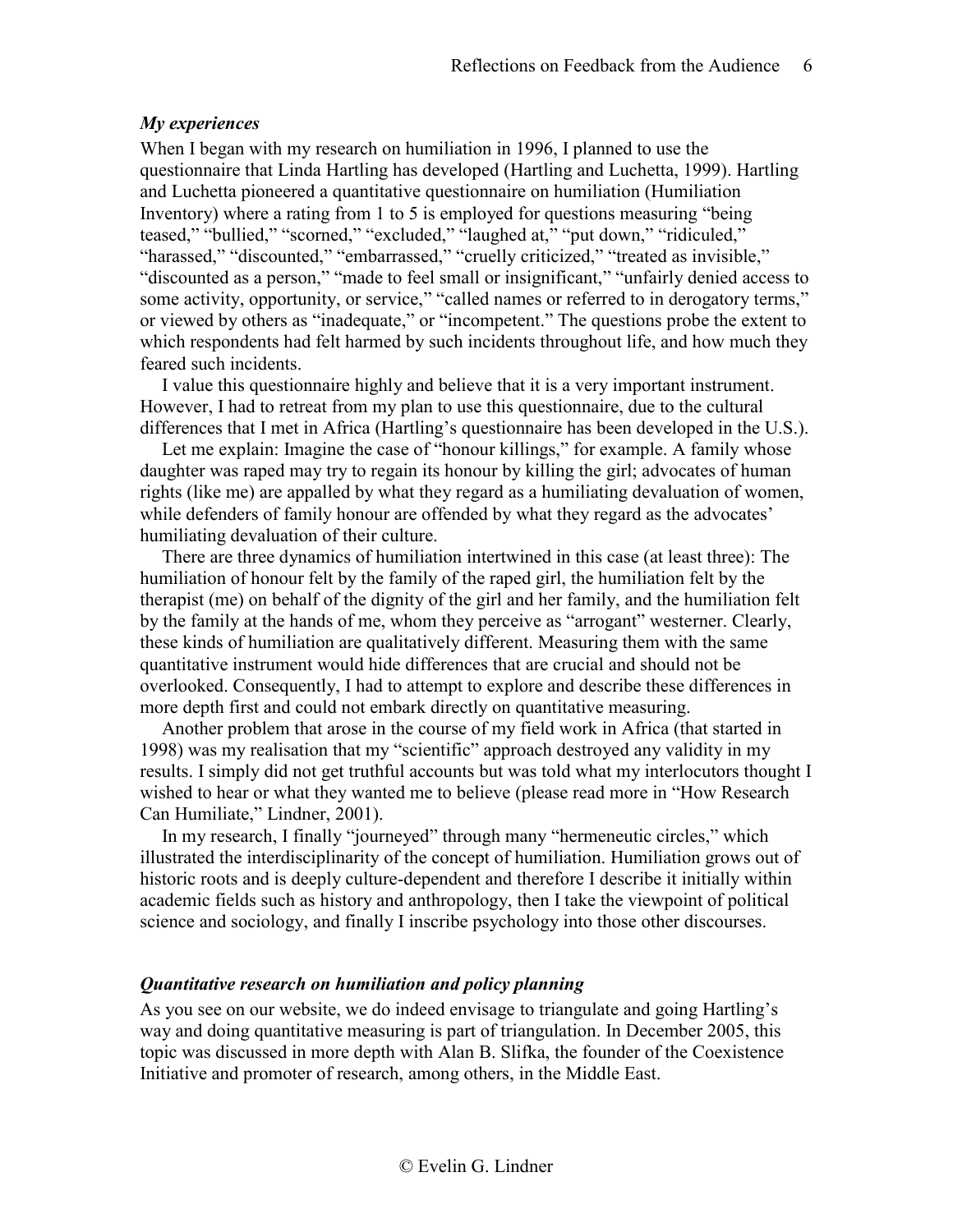### *My experiences*

When I began with my research on humiliation in 1996, I planned to use the questionnaire that Linda Hartling has developed (Hartling and Luchetta, 1999). Hartling and Luchetta pioneered a quantitative questionnaire on humiliation (Humiliation Inventory) where a rating from 1 to 5 is employed for questions measuring "being teased," "bullied," "scorned," "excluded," "laughed at," "put down," "ridiculed," "harassed," "discounted," "embarrassed," "cruelly criticized," "treated as invisible," "discounted as a person," "made to feel small or insignificant," "unfairly denied access to some activity, opportunity, or service," "called names or referred to in derogatory terms," or viewed by others as "inadequate," or "incompetent." The questions probe the extent to which respondents had felt harmed by such incidents throughout life, and how much they feared such incidents.

I value this questionnaire highly and believe that it is a very important instrument. However, I had to retreat from my plan to use this questionnaire, due to the cultural differences that I met in Africa (Hartling's questionnaire has been developed in the U.S.).

Let me explain: Imagine the case of "honour killings," for example. A family whose daughter was raped may try to regain its honour by killing the girl; advocates of human rights (like me) are appalled by what they regard as a humiliating devaluation of women, while defenders of family honour are offended by what they regard as the advocates' humiliating devaluation of their culture.

There are three dynamics of humiliation intertwined in this case (at least three): The humiliation of honour felt by the family of the raped girl, the humiliation felt by the therapist (me) on behalf of the dignity of the girl and her family, and the humiliation felt by the family at the hands of me, whom they perceive as "arrogant" westerner. Clearly, these kinds of humiliation are qualitatively different. Measuring them with the same quantitative instrument would hide differences that are crucial and should not be overlooked. Consequently, I had to attempt to explore and describe these differences in more depth first and could not embark directly on quantitative measuring.

Another problem that arose in the course of my field work in Africa (that started in 1998) was my realisation that my "scientific" approach destroyed any validity in my results. I simply did not get truthful accounts but was told what my interlocutors thought I wished to hear or what they wanted me to believe (please read more in "How Research Can Humiliate," Lindner, 2001).

In my research, I finally "journeyed" through many "hermeneutic circles," which illustrated the interdisciplinarity of the concept of humiliation. Humiliation grows out of historic roots and is deeply culture-dependent and therefore I describe it initially within academic fields such as history and anthropology, then I take the viewpoint of political science and sociology, and finally I inscribe psychology into those other discourses.

### *Quantitative research on humiliation and policy planning*

As you see on our website, we do indeed envisage to triangulate and going Hartling's way and doing quantitative measuring is part of triangulation. In December 2005, this topic was discussed in more depth with Alan B. Slifka, the founder of the Coexistence Initiative and promoter of research, among others, in the Middle East.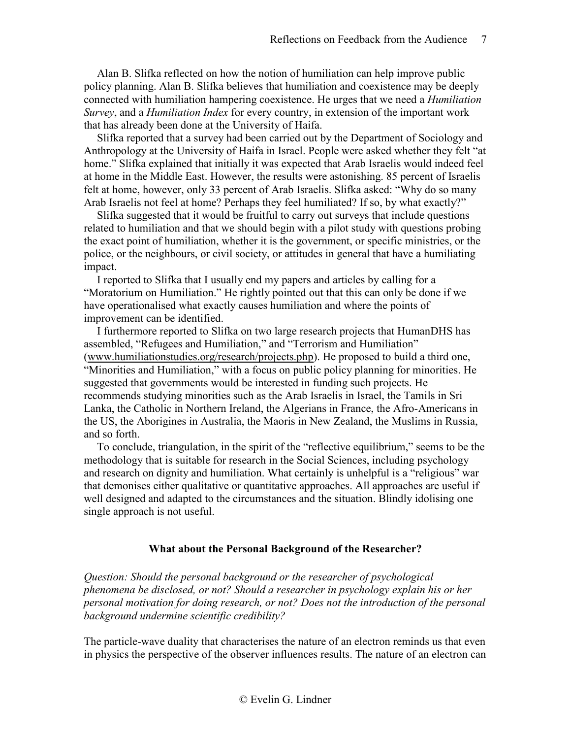Alan B. Slifka reflected on how the notion of humiliation can help improve public policy planning. Alan B. Slifka believes that humiliation and coexistence may be deeply connected with humiliation hampering coexistence. He urges that we need a *Humiliation Survey*, and a *Humiliation Index* for every country, in extension of the important work that has already been done at the University of Haifa.

Slifka reported that a survey had been carried out by the Department of Sociology and Anthropology at the University of Haifa in Israel. People were asked whether they felt "at home." Slifka explained that initially it was expected that Arab Israelis would indeed feel at home in the Middle East. However, the results were astonishing. 85 percent of Israelis felt at home, however, only 33 percent of Arab Israelis. Slifka asked: "Why do so many Arab Israelis not feel at home? Perhaps they feel humiliated? If so, by what exactly?"

Slifka suggested that it would be fruitful to carry out surveys that include questions related to humiliation and that we should begin with a pilot study with questions probing the exact point of humiliation, whether it is the government, or specific ministries, or the police, or the neighbours, or civil society, or attitudes in general that have a humiliating impact.

I reported to Slifka that I usually end my papers and articles by calling for a "Moratorium on Humiliation." He rightly pointed out that this can only be done if we have operationalised what exactly causes humiliation and where the points of improvement can be identified.

I furthermore reported to Slifka on two large research projects that HumanDHS has assembled, "Refugees and Humiliation," and "Terrorism and Humiliation" (www.humiliationstudies.org/research/projects.php). He proposed to build a third one, "Minorities and Humiliation," with a focus on public policy planning for minorities. He suggested that governments would be interested in funding such projects. He recommends studying minorities such as the Arab Israelis in Israel, the Tamils in Sri Lanka, the Catholic in Northern Ireland, the Algerians in France, the Afro-Americans in the US, the Aborigines in Australia, the Maoris in New Zealand, the Muslims in Russia, and so forth.

To conclude, triangulation, in the spirit of the "reflective equilibrium," seems to be the methodology that is suitable for research in the Social Sciences, including psychology and research on dignity and humiliation. What certainly is unhelpful is a "religious" war that demonises either qualitative or quantitative approaches. All approaches are useful if well designed and adapted to the circumstances and the situation. Blindly idolising one single approach is not useful.

## What about the Personal Background of the Researcher?

*Question: Should the personal background or the researcher of psychological phenomena be disclosed, or not? Should a researcher in psychology explain his or her personal motivation for doing research, or not? Does not the introduction of the personal background undermine scientific credibility?*

The particle-wave duality that characterises the nature of an electron reminds us that even in physics the perspective of the observer influences results. The nature of an electron can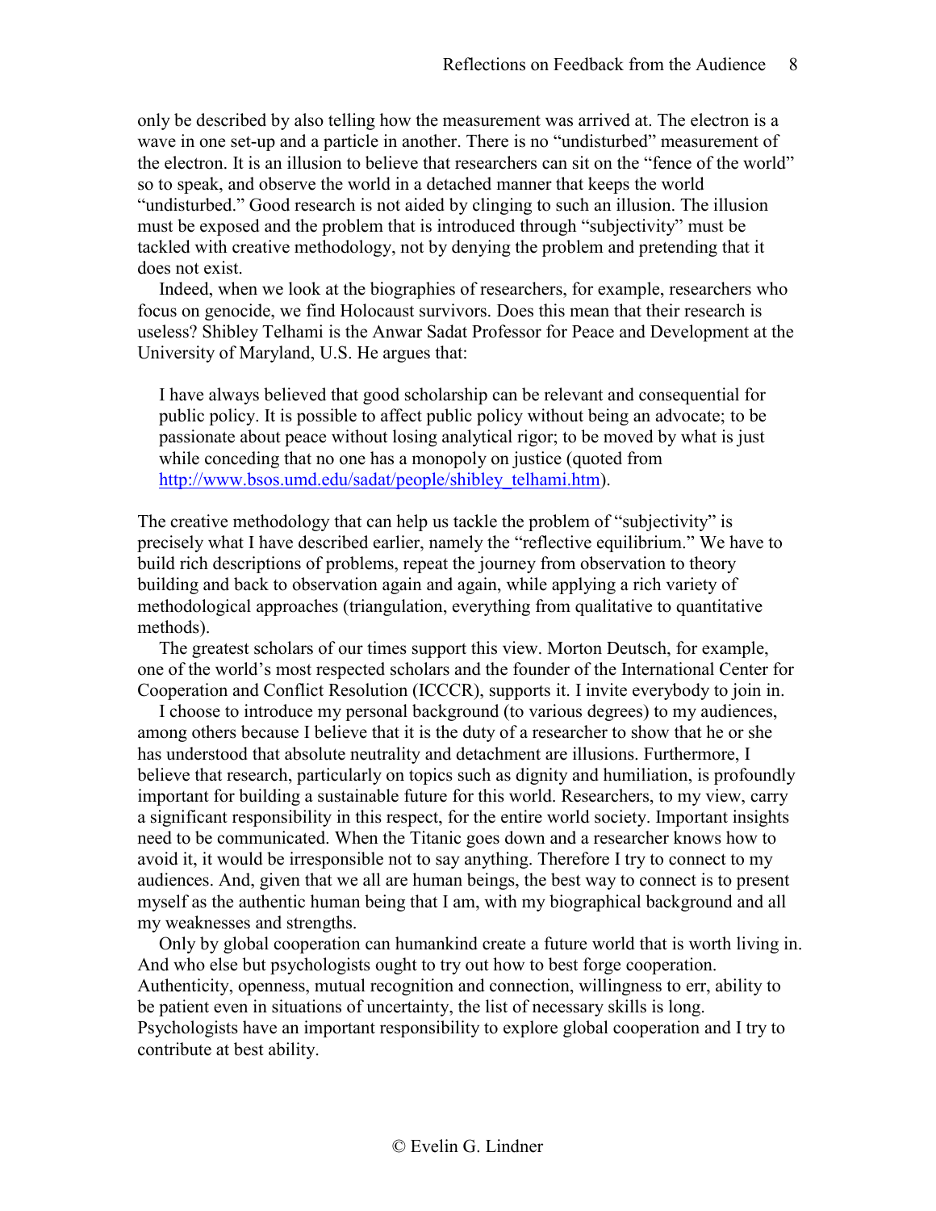only be described by also telling how the measurement was arrived at. The electron is a wave in one set-up and a particle in another. There is no "undisturbed" measurement of the electron. It is an illusion to believe that researchers can sit on the "fence of the world" so to speak, and observe the world in a detached manner that keeps the world "undisturbed." Good research is not aided by clinging to such an illusion. The illusion must be exposed and the problem that is introduced through "subjectivity" must be tackled with creative methodology, not by denying the problem and pretending that it does not exist.

Indeed, when we look at the biographies of researchers, for example, researchers who focus on genocide, we find Holocaust survivors. Does this mean that their research is useless? Shibley Telhami is the Anwar Sadat Professor for Peace and Development at the University of Maryland, U.S. He argues that:

> I have always believed that good scholarship can be relevant and consequential for public policy. It is possible to affect public policy without being an advocate; to be passionate about peace without losing analytical rigor; to be moved by what is just while conceding that no one has a monopoly on justice (quoted from [http://www.bsos.umd.edu/sadat/people/shibley_telhami.htm](http://www.bsos.umd.edu/sadat/people/shibley_telhami.htm)).

The creative methodology that can help us tackle the problem of "subjectivity" is precisely what I have described earlier, namely the "reflective equilibrium." We have to build rich descriptions of problems, repeat the journey from observation to theory building and back to observation again and again, while applying a rich variety of methodological approaches (triangulation, everything from qualitative to quantitative methods).

The greatest scholars of our times support this view. Morton Deutsch, for example, one of the world's most respected scholars and the founder of the International Center for Cooperation and Conflict Resolution (ICCCR), supports it. I invite everybody to join in.

I choose to introduce my personal background (to various degrees) to my audiences, among others because I believe that it is the duty of a researcher to show that he or she has understood that absolute neutrality and detachment are illusions. Furthermore, I believe that research, particularly on topics such as dignity and humiliation, is profoundly important for building a sustainable future for this world. Researchers, to my view, carry a significant responsibility in this respect, for the entire world society. Important insights need to be communicated. When the Titanic goes down and a researcher knows how to avoid it, it would be irresponsible not to say anything. Therefore I try to connect to my audiences. And, given that we all are human beings, the best way to connect is to present myself as the authentic human being that I am, with my biographical background and all my weaknesses and strengths.

Only by global cooperation can humankind create a future world that is worth living in. And who else but psychologists ought to try out how to best forge cooperation. Authenticity, openness, mutual recognition and connection, willingness to err, ability to be patient even in situations of uncertainty, the list of necessary skills is long. Psychologists have an important responsibility to explore global cooperation and I try to contribute at best ability.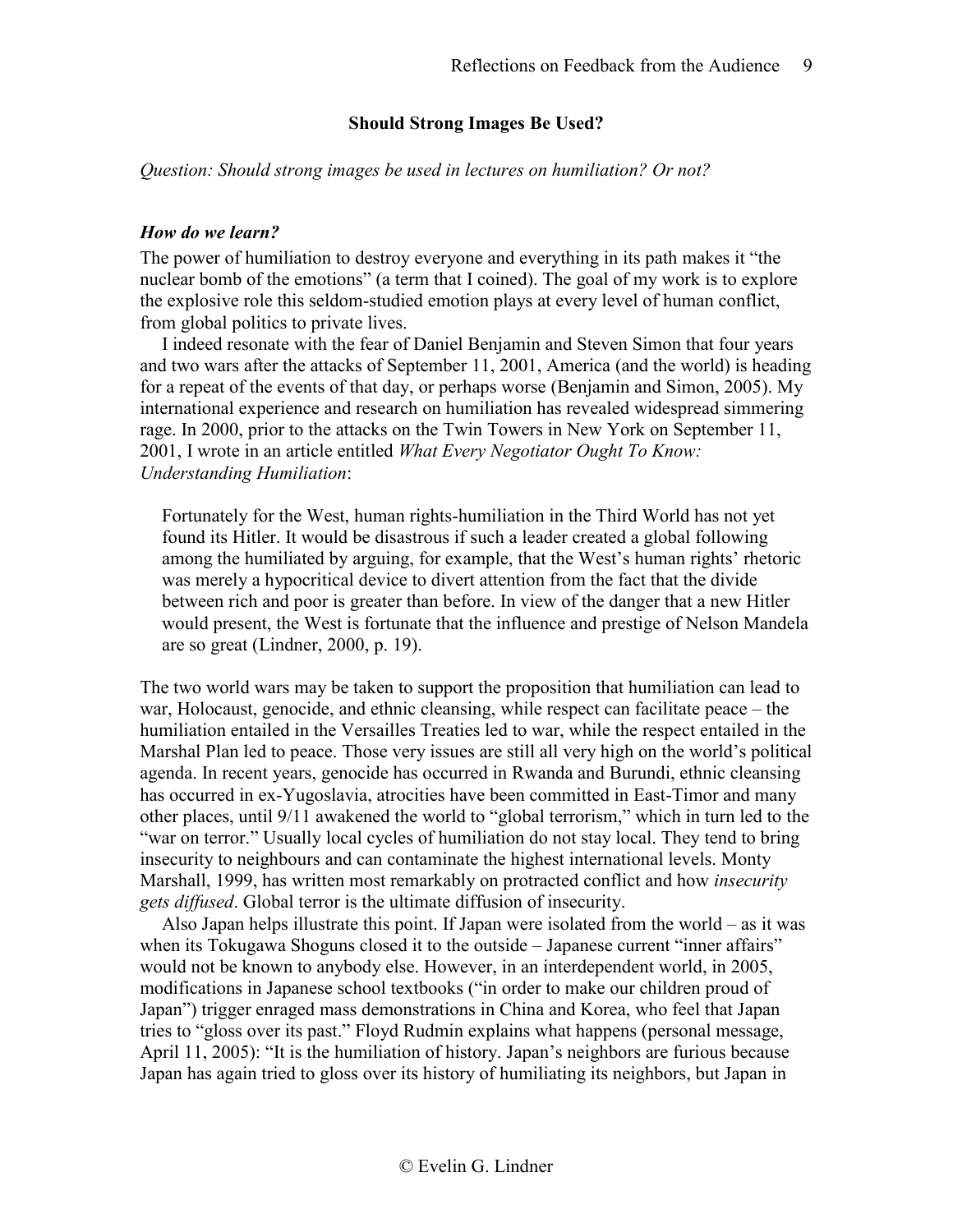### Should Strong Images Be Used?

*Question: Should strong images be used in lectures on humiliation? Or not?*

#### *How do we learn?*

The power of humiliation to destroy everyone and everything in its path makes it "the nuclear bomb of the emotions" (a term that I coined). The goal of my work is to explore the explosive role this seldom-studied emotion plays at every level of human conflict, from global politics to private lives.

I indeed resonate with the fear of Daniel Benjamin and Steven Simon that four years and two wars after the attacks of September 11, 2001, America (and the world) is heading for a repeat of the events of that day, or perhaps worse (Benjamin and Simon, 2005). My international experience and research on humiliation has revealed widespread simmering rage. In 2000, prior to the attacks on the Twin Towers in New York on September 11, 2001, I wrote in an article entitled *What Every Negotiator Ought To Know: Understanding Humiliation*:

> Fortunately for the West, human rights-humiliation in the Third World has not yet found its Hitler. It would be disastrous if such a leader created a global following among the humiliated by arguing, for example, that the West's human rights' rhetoric was merely a hypocritical device to divert attention from the fact that the divide between rich and poor is greater than before. In view of the danger that a new Hitler would present, the West is fortunate that the influence and prestige of Nelson Mandela are so great (Lindner, 2000, p. 19).

The two world wars may be taken to support the proposition that humiliation can lead to war, Holocaust, genocide, and ethnic cleansing, while respect can facilitate peace – the humiliation entailed in the Versailles Treaties led to war, while the respect entailed in the Marshal Plan led to peace. Those very issues are still all very high on the world's political agenda. In recent years, genocide has occurred in Rwanda and Burundi, ethnic cleansing has occurred in ex-Yugoslavia, atrocities have been committed in East-Timor and many other places, until 9/11 awakened the world to "global terrorism," which in turn led to the "war on terror." Usually local cycles of humiliation do not stay local. They tend to bring insecurity to neighbours and can contaminate the highest international levels. Monty Marshall, 1999, has written most remarkably on protracted conflict and how *insecurity gets diffused*. Global terror is the ultimate diffusion of insecurity.

Also Japan helps illustrate this point. If Japan were isolated from the world – as it was when its Tokugawa Shoguns closed it to the outside – Japanese current "inner affairs" would not be known to anybody else. However, in an interdependent world, in 2005, modifications in Japanese school textbooks ("in order to make our children proud of Japan") trigger enraged mass demonstrations in China and Korea, who feel that Japan tries to "gloss over its past." Floyd Rudmin explains what happens (personal message, April 11, 2005): "It is the humiliation of history. Japan's neighbors are furious because Japan has again tried to gloss over its history of humiliating its neighbors, but Japan in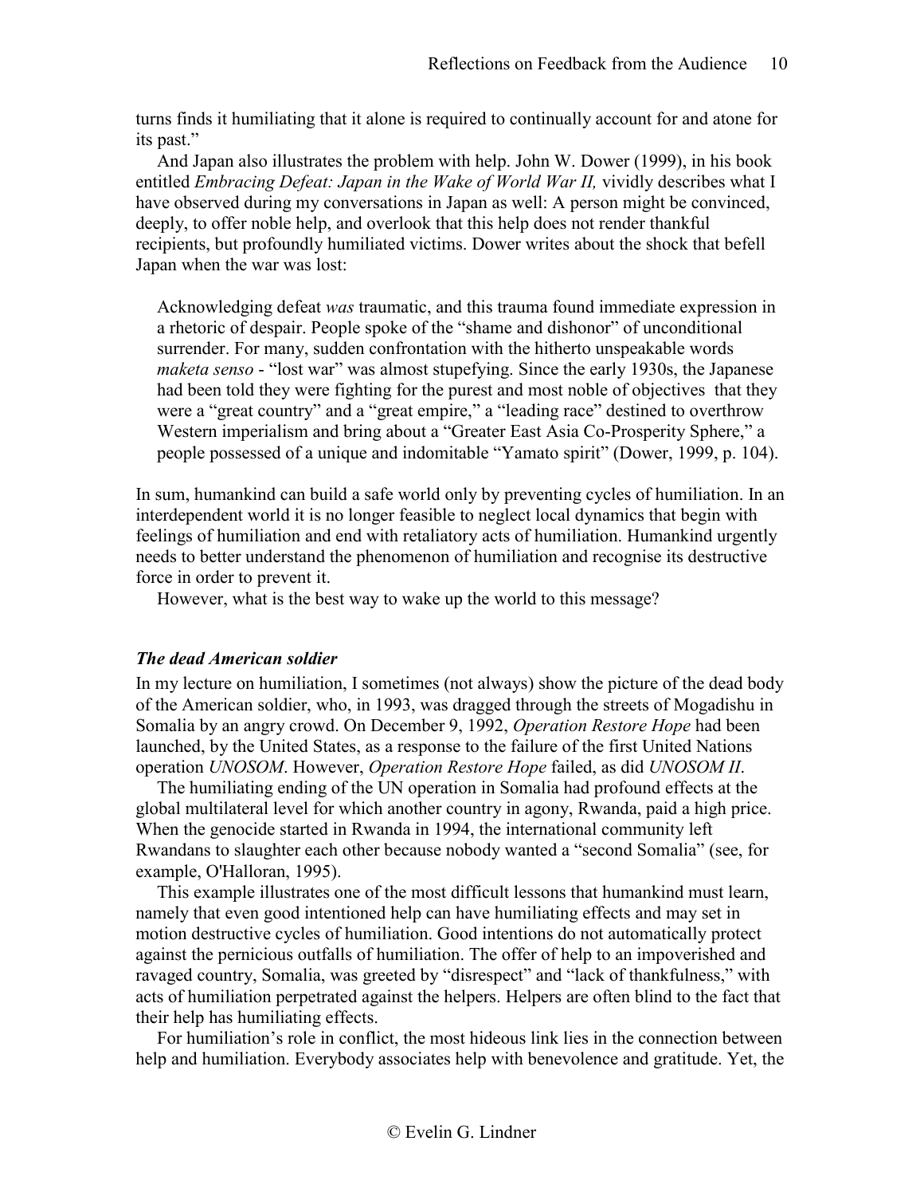turns finds it humiliating that it alone is required to continually account for and atone for its past."

And Japan also illustrates the problem with help. John W. Dower (1999), in his book entitled *Embracing Defeat: Japan in the Wake of World War II,* vividly describes what I have observed during my conversations in Japan as well: A person might be convinced, deeply, to offer noble help, and overlook that this help does not render thankful recipients, but profoundly humiliated victims. Dower writes about the shock that befell Japan when the war was lost:

> Acknowledging defeat *was* traumatic, and this trauma found immediate expression in a rhetoric of despair. People spoke of the "shame and dishonor" of unconditional surrender. For many, sudden confrontation with the hitherto unspeakable words *maketa senso* - "lost war" was almost stupefying. Since the early 1930s, the Japanese had been told they were fighting for the purest and most noble of objectives that they were a "great country" and a "great empire," a "leading race" destined to overthrow Western imperialism and bring about a "Greater East Asia Co-Prosperity Sphere," a people possessed of a unique and indomitable "Yamato spirit" (Dower, 1999, p. 104).

In sum, humankind can build a safe world only by preventing cycles of humiliation. In an interdependent world it is no longer feasible to neglect local dynamics that begin with feelings of humiliation and end with retaliatory acts of humiliation. Humankind urgently needs to better understand the phenomenon of humiliation and recognise its destructive force in order to prevent it.

However, what is the best way to wake up the world to this message?

### *The dead American soldier*

In my lecture on humiliation, I sometimes (not always) show the picture of the dead body of the American soldier, who, in 1993, was dragged through the streets of Mogadishu in Somalia by an angry crowd. On December 9, 1992, *Operation Restore Hope* had been launched, by the United States, as a response to the failure of the first United Nations operation *UNOSOM*. However, *Operation Restore Hope* failed, as did *UNOSOM II*.

The humiliating ending of the UN operation in Somalia had profound effects at the global multilateral level for which another country in agony, Rwanda, paid a high price. When the genocide started in Rwanda in 1994, the international community left Rwandans to slaughter each other because nobody wanted a "second Somalia" (see, for example, O'Halloran, 1995).

This example illustrates one of the most difficult lessons that humankind must learn, namely that even good intentioned help can have humiliating effects and may set in motion destructive cycles of humiliation. Good intentions do not automatically protect against the pernicious outfalls of humiliation. The offer of help to an impoverished and ravaged country, Somalia, was greeted by "disrespect" and "lack of thankfulness," with acts of humiliation perpetrated against the helpers. Helpers are often blind to the fact that their help has humiliating effects.

For humiliation's role in conflict, the most hideous link lies in the connection between help and humiliation. Everybody associates help with benevolence and gratitude. Yet, the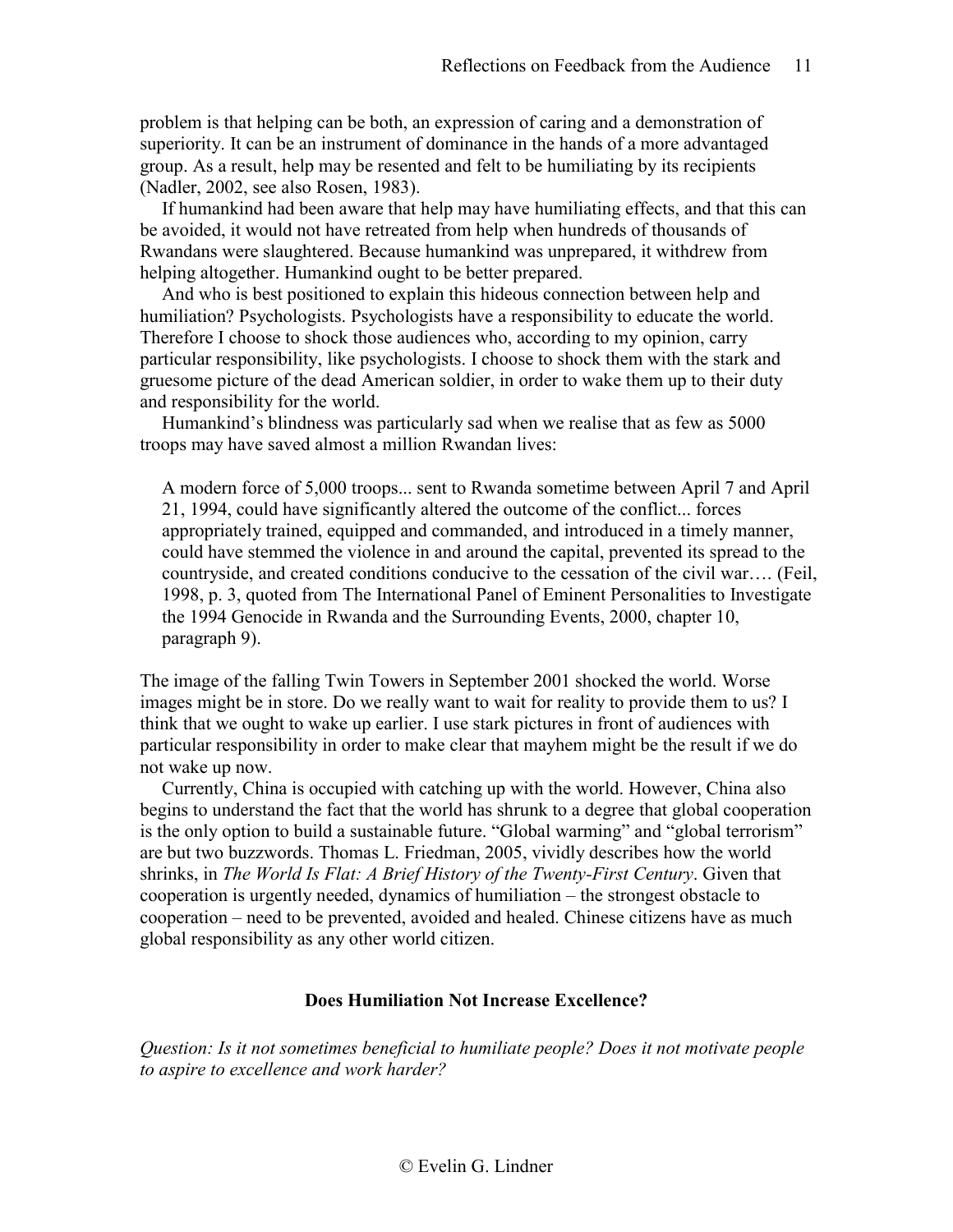problem is that helping can be both, an expression of caring and a demonstration of superiority. It can be an instrument of dominance in the hands of a more advantaged group. As a result, help may be resented and felt to be humiliating by its recipients (Nadler, 2002, see also Rosen, 1983).

If humankind had been aware that help may have humiliating effects, and that this can be avoided, it would not have retreated from help when hundreds of thousands of Rwandans were slaughtered. Because humankind was unprepared, it withdrew from helping altogether. Humankind ought to be better prepared.

And who is best positioned to explain this hideous connection between help and humiliation? Psychologists. Psychologists have a responsibility to educate the world. Therefore I choose to shock those audiences who, according to my opinion, carry particular responsibility, like psychologists. I choose to shock them with the stark and gruesome picture of the dead American soldier, in order to wake them up to their duty and responsibility for the world.

Humankind's blindness was particularly sad when we realise that as few as 5000 troops may have saved almost a million Rwandan lives:

> A modern force of 5,000 troops... sent to Rwanda sometime between April 7 and April 21, 1994, could have significantly altered the outcome of the conflict... forces appropriately trained, equipped and commanded, and introduced in a timely manner, could have stemmed the violence in and around the capital, prevented its spread to the countryside, and created conditions conducive to the cessation of the civil war…. (Feil, 1998, p. 3, quoted from The International Panel of Eminent Personalities to Investigate the 1994 Genocide in Rwanda and the Surrounding Events, 2000, chapter 10, paragraph 9).

The image of the falling Twin Towers in September 2001 shocked the world. Worse images might be in store. Do we really want to wait for reality to provide them to us? I think that we ought to wake up earlier. I use stark pictures in front of audiences with particular responsibility in order to make clear that mayhem might be the result if we do not wake up now.

Currently, China is occupied with catching up with the world. However, China also begins to understand the fact that the world has shrunk to a degree that global cooperation is the only option to build a sustainable future. "Global warming" and "global terrorism" are but two buzzwords. Thomas L. Friedman, 2005, vividly describes how the world shrinks, in *The World Is Flat: A Brief History of the Twenty-First Century*. Given that cooperation is urgently needed, dynamics of humiliation – the strongest obstacle to cooperation – need to be prevented, avoided and healed. Chinese citizens have as much global responsibility as any other world citizen.

## Does Humiliation Not Increase Excellence?

*Question: Is it not sometimes beneficial to humiliate people? Does it not motivate people to aspire to excellence and work harder?*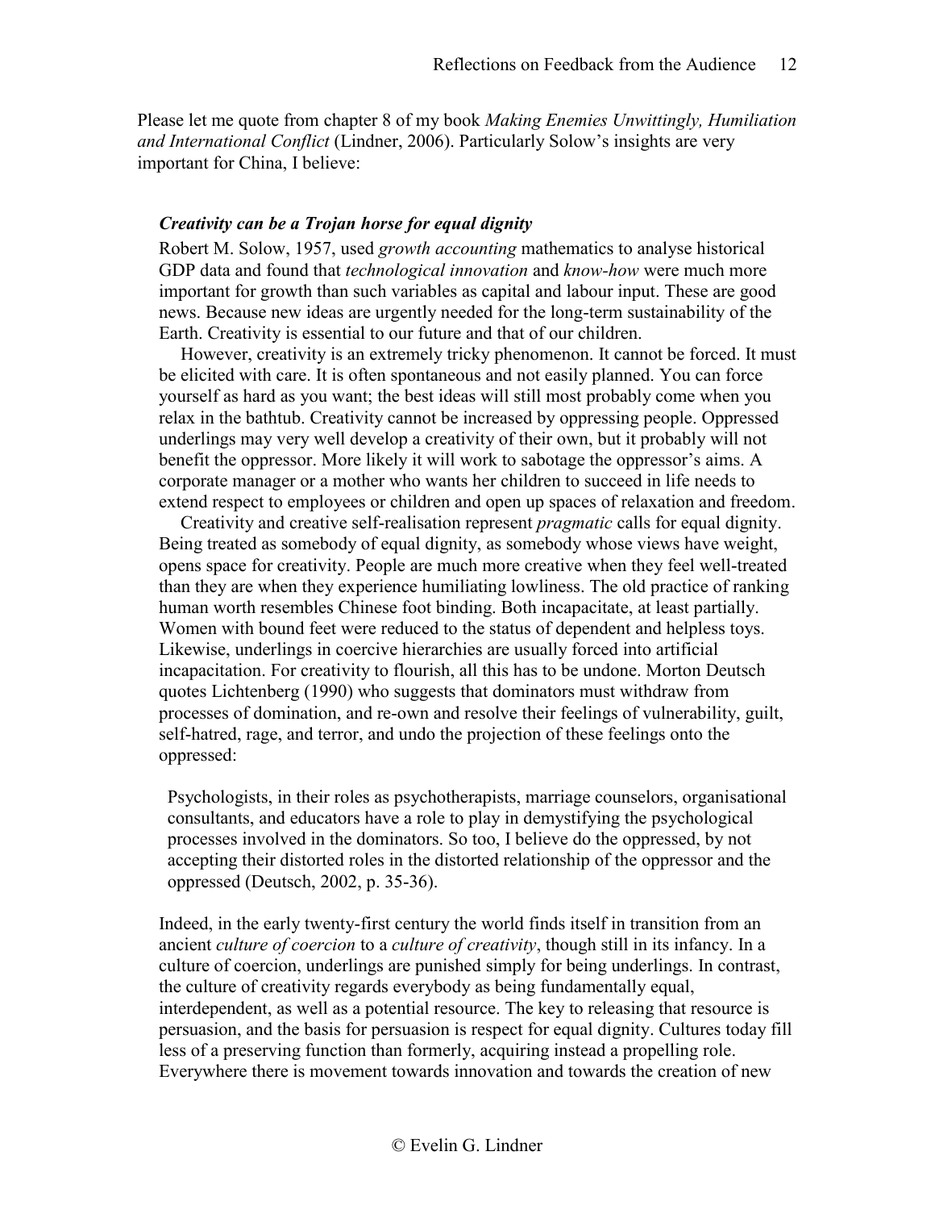Please let me quote from chapter 8 of my book *Making Enemies Unwittingly, Humiliation and International Conflict* (Lindner, 2006). Particularly Solow's insights are very important for China, I believe:

> ***Creativity can be a Trojan horse for equal dignity***
>
> Robert M. Solow, 1957, used *growth accounting* mathematics to analyse historical GDP data and found that *technological innovation* and *know-how* were much more important for growth than such variables as capital and labour input. These are good news. Because new ideas are urgently needed for the long-term sustainability of the Earth. Creativity is essential to our future and that of our children.
>
> However, creativity is an extremely tricky phenomenon. It cannot be forced. It must be elicited with care. It is often spontaneous and not easily planned. You can force yourself as hard as you want; the best ideas will still most probably come when you relax in the bathtub. Creativity cannot be increased by oppressing people. Oppressed underlings may very well develop a creativity of their own, but it probably will not benefit the oppressor. More likely it will work to sabotage the oppressor's aims. A corporate manager or a mother who wants her children to succeed in life needs to extend respect to employees or children and open up spaces of relaxation and freedom.
>
> Creativity and creative self-realisation represent *pragmatic* calls for equal dignity. Being treated as somebody of equal dignity, as somebody whose views have weight, opens space for creativity. People are much more creative when they feel well-treated than they are when they experience humiliating lowliness. The old practice of ranking human worth resembles Chinese foot binding. Both incapacitate, at least partially. Women with bound feet were reduced to the status of dependent and helpless toys. Likewise, underlings in coercive hierarchies are usually forced into artificial incapacitation. For creativity to flourish, all this has to be undone. Morton Deutsch quotes Lichtenberg (1990) who suggests that dominators must withdraw from processes of domination, and re-own and resolve their feelings of vulnerability, guilt, self-hatred, rage, and terror, and undo the projection of these feelings onto the oppressed:
>
>> Psychologists, in their roles as psychotherapists, marriage counselors, organisational consultants, and educators have a role to play in demystifying the psychological processes involved in the dominators. So too, I believe do the oppressed, by not accepting their distorted roles in the distorted relationship of the oppressor and the oppressed (Deutsch, 2002, p. 35-36).
>
> Indeed, in the early twenty-first century the world finds itself in transition from an ancient *culture of coercion* to a *culture of creativity*, though still in its infancy. In a culture of coercion, underlings are punished simply for being underlings. In contrast, the culture of creativity regards everybody as being fundamentally equal, interdependent, as well as a potential resource. The key to releasing that resource is persuasion, and the basis for persuasion is respect for equal dignity. Cultures today fill less of a preserving function than formerly, acquiring instead a propelling role. Everywhere there is movement towards innovation and towards the creation of new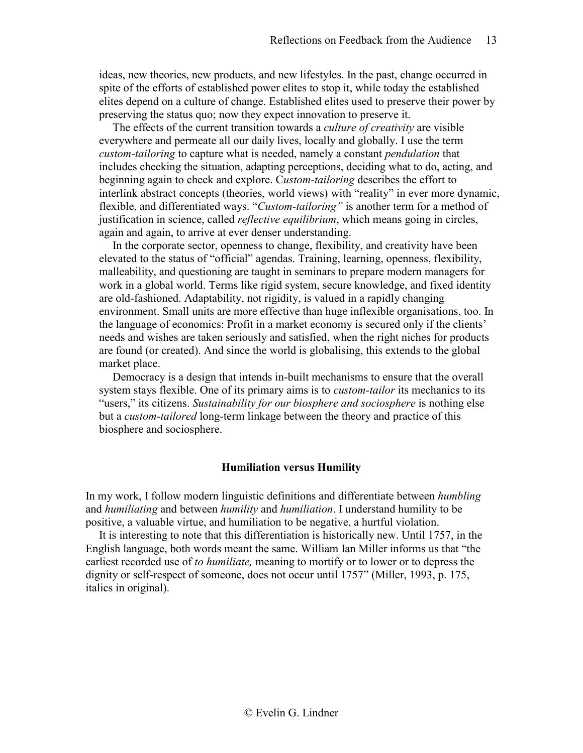ideas, new theories, new products, and new lifestyles. In the past, change occurred in spite of the efforts of established power elites to stop it, while today the established elites depend on a culture of change. Established elites used to preserve their power by preserving the status quo; now they expect innovation to preserve it.

The effects of the current transition towards a *culture of creativity* are visible everywhere and permeate all our daily lives, locally and globally. I use the term *custom-tailoring* to capture what is needed, namely a constant *pendulation* that includes checking the situation, adapting perceptions, deciding what to do, acting, and beginning again to check and explore. C*ustom-tailoring* describes the effort to interlink abstract concepts (theories, world views) with "reality" in ever more dynamic, flexible, and differentiated ways. "*Custom-tailoring"* is another term for a method of justification in science, called *reflective equilibrium*, which means going in circles, again and again, to arrive at ever denser understanding.

In the corporate sector, openness to change, flexibility, and creativity have been elevated to the status of "official" agendas. Training, learning, openness, flexibility, malleability, and questioning are taught in seminars to prepare modern managers for work in a global world. Terms like rigid system, secure knowledge, and fixed identity are old-fashioned. Adaptability, not rigidity, is valued in a rapidly changing environment. Small units are more effective than huge inflexible organisations, too. In the language of economics: Profit in a market economy is secured only if the clients' needs and wishes are taken seriously and satisfied, when the right niches for products are found (or created). And since the world is globalising, this extends to the global market place.

Democracy is a design that intends in-built mechanisms to ensure that the overall system stays flexible. One of its primary aims is to *custom-tailor* its mechanics to its "users," its citizens. *Sustainability for our biosphere and sociosphere* is nothing else but a *custom-tailored* long-term linkage between the theory and practice of this biosphere and sociosphere.

## Humiliation versus Humility

In my work, I follow modern linguistic definitions and differentiate between *humbling* and *humiliating* and between *humility* and *humiliation*. I understand humility to be positive, a valuable virtue, and humiliation to be negative, a hurtful violation.

It is interesting to note that this differentiation is historically new. Until 1757, in the English language, both words meant the same. William Ian Miller informs us that "the earliest recorded use of *to humiliate,* meaning to mortify or to lower or to depress the dignity or self-respect of someone, does not occur until 1757" (Miller, 1993, p. 175, italics in original).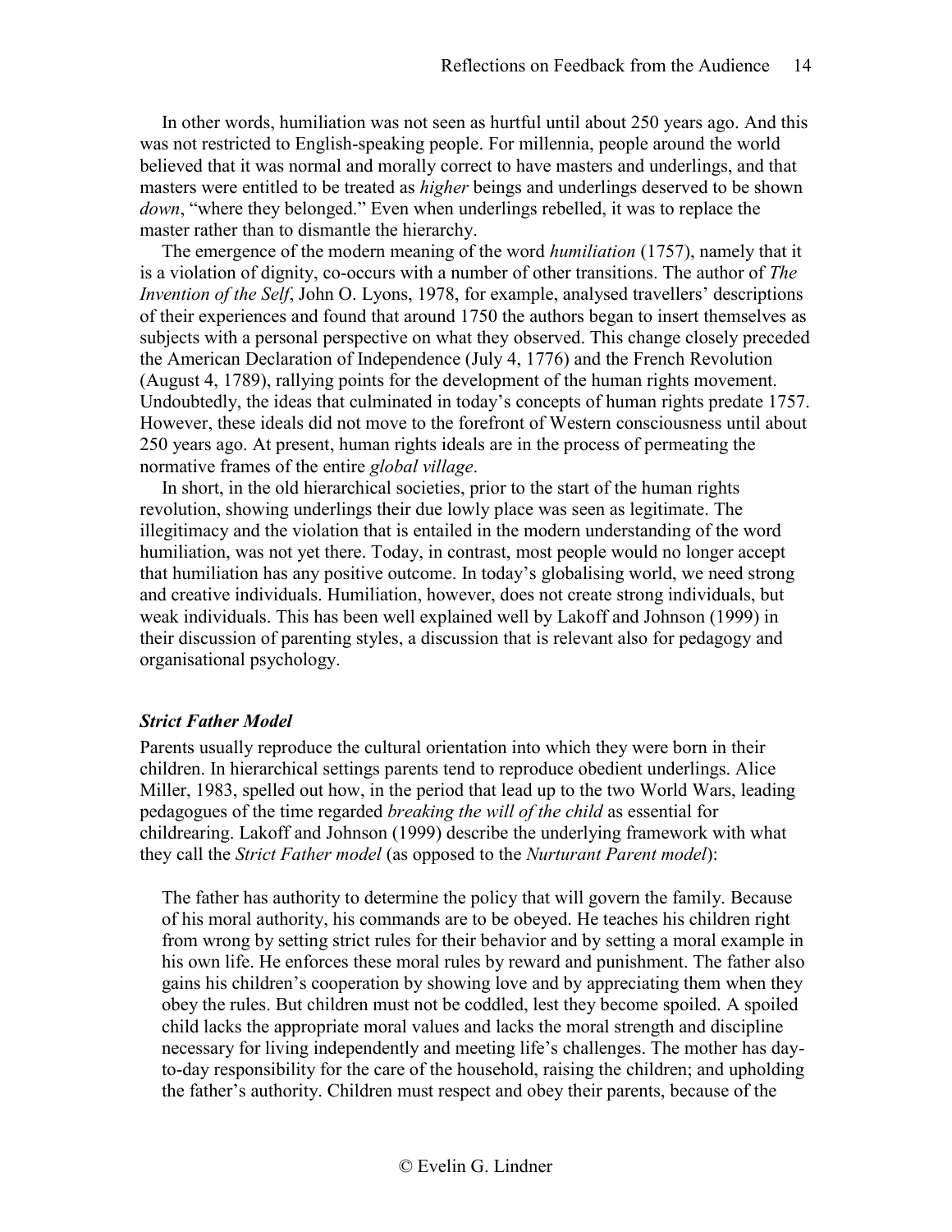In other words, humiliation was not seen as hurtful until about 250 years ago. And this was not restricted to English-speaking people. For millennia, people around the world believed that it was normal and morally correct to have masters and underlings, and that masters were entitled to be treated as *higher* beings and underlings deserved to be shown *down*, "where they belonged." Even when underlings rebelled, it was to replace the master rather than to dismantle the hierarchy.

The emergence of the modern meaning of the word *humiliation* (1757), namely that it is a violation of dignity, co-occurs with a number of other transitions. The author of *The Invention of the Self*, John O. Lyons, 1978, for example, analysed travellers' descriptions of their experiences and found that around 1750 the authors began to insert themselves as subjects with a personal perspective on what they observed. This change closely preceded the American Declaration of Independence (July 4, 1776) and the French Revolution (August 4, 1789), rallying points for the development of the human rights movement. Undoubtedly, the ideas that culminated in today's concepts of human rights predate 1757. However, these ideals did not move to the forefront of Western consciousness until about 250 years ago. At present, human rights ideals are in the process of permeating the normative frames of the entire *global village*.

In short, in the old hierarchical societies, prior to the start of the human rights revolution, showing underlings their due lowly place was seen as legitimate. The illegitimacy and the violation that is entailed in the modern understanding of the word humiliation, was not yet there. Today, in contrast, most people would no longer accept that humiliation has any positive outcome. In today's globalising world, we need strong and creative individuals. Humiliation, however, does not create strong individuals, but weak individuals. This has been well explained well by Lakoff and Johnson (1999) in their discussion of parenting styles, a discussion that is relevant also for pedagogy and organisational psychology.

### *Strict Father Model*

Parents usually reproduce the cultural orientation into which they were born in their children. In hierarchical settings parents tend to reproduce obedient underlings. Alice Miller, 1983, spelled out how, in the period that lead up to the two World Wars, leading pedagogues of the time regarded *breaking the will of the child* as essential for childrearing. Lakoff and Johnson (1999) describe the underlying framework with what they call the *Strict Father model* (as opposed to the *Nurturant Parent model*):

> The father has authority to determine the policy that will govern the family. Because of his moral authority, his commands are to be obeyed. He teaches his children right from wrong by setting strict rules for their behavior and by setting a moral example in his own life. He enforces these moral rules by reward and punishment. The father also gains his children's cooperation by showing love and by appreciating them when they obey the rules. But children must not be coddled, lest they become spoiled. A spoiled child lacks the appropriate moral values and lacks the moral strength and discipline necessary for living independently and meeting life's challenges. The mother has day-to-day responsibility for the care of the household, raising the children; and upholding the father's authority. Children must respect and obey their parents, because of the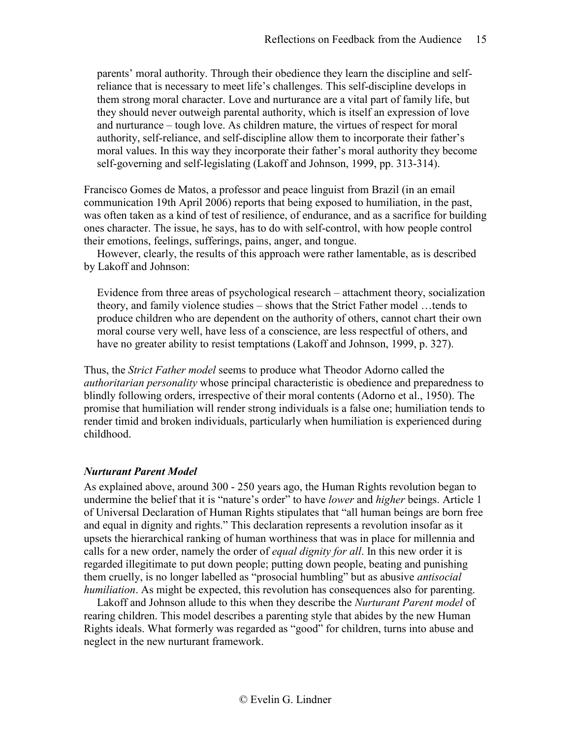> parents' moral authority. Through their obedience they learn the discipline and self-reliance that is necessary to meet life's challenges. This self-discipline develops in them strong moral character. Love and nurturance are a vital part of family life, but they should never outweigh parental authority, which is itself an expression of love and nurturance – tough love. As children mature, the virtues of respect for moral authority, self-reliance, and self-discipline allow them to incorporate their father's moral values. In this way they incorporate their father's moral authority they become self-governing and self-legislating (Lakoff and Johnson, 1999, pp. 313-314).

Francisco Gomes de Matos, a professor and peace linguist from Brazil (in an email communication 19th April 2006) reports that being exposed to humiliation, in the past, was often taken as a kind of test of resilience, of endurance, and as a sacrifice for building ones character. The issue, he says, has to do with self-control, with how people control their emotions, feelings, sufferings, pains, anger, and tongue.

However, clearly, the results of this approach were rather lamentable, as is described by Lakoff and Johnson:

> Evidence from three areas of psychological research – attachment theory, socialization theory, and family violence studies – shows that the Strict Father model …tends to produce children who are dependent on the authority of others, cannot chart their own moral course very well, have less of a conscience, are less respectful of others, and have no greater ability to resist temptations (Lakoff and Johnson, 1999, p. 327).

Thus, the *Strict Father model* seems to produce what Theodor Adorno called the *authoritarian personality* whose principal characteristic is obedience and preparedness to blindly following orders, irrespective of their moral contents (Adorno et al., 1950). The promise that humiliation will render strong individuals is a false one; humiliation tends to render timid and broken individuals, particularly when humiliation is experienced during childhood.

### ***Nurturant Parent Model***

As explained above, around 300 - 250 years ago, the Human Rights revolution began to undermine the belief that it is "nature's order" to have *lower* and *higher* beings. Article 1 of Universal Declaration of Human Rights stipulates that "all human beings are born free and equal in dignity and rights." This declaration represents a revolution insofar as it upsets the hierarchical ranking of human worthiness that was in place for millennia and calls for a new order, namely the order of *equal dignity for all*. In this new order it is regarded illegitimate to put down people; putting down people, beating and punishing them cruelly, is no longer labelled as "prosocial humbling" but as abusive *antisocial humiliation*. As might be expected, this revolution has consequences also for parenting.

Lakoff and Johnson allude to this when they describe the *Nurturant Parent model* of rearing children. This model describes a parenting style that abides by the new Human Rights ideals. What formerly was regarded as "good" for children, turns into abuse and neglect in the new nurturant framework.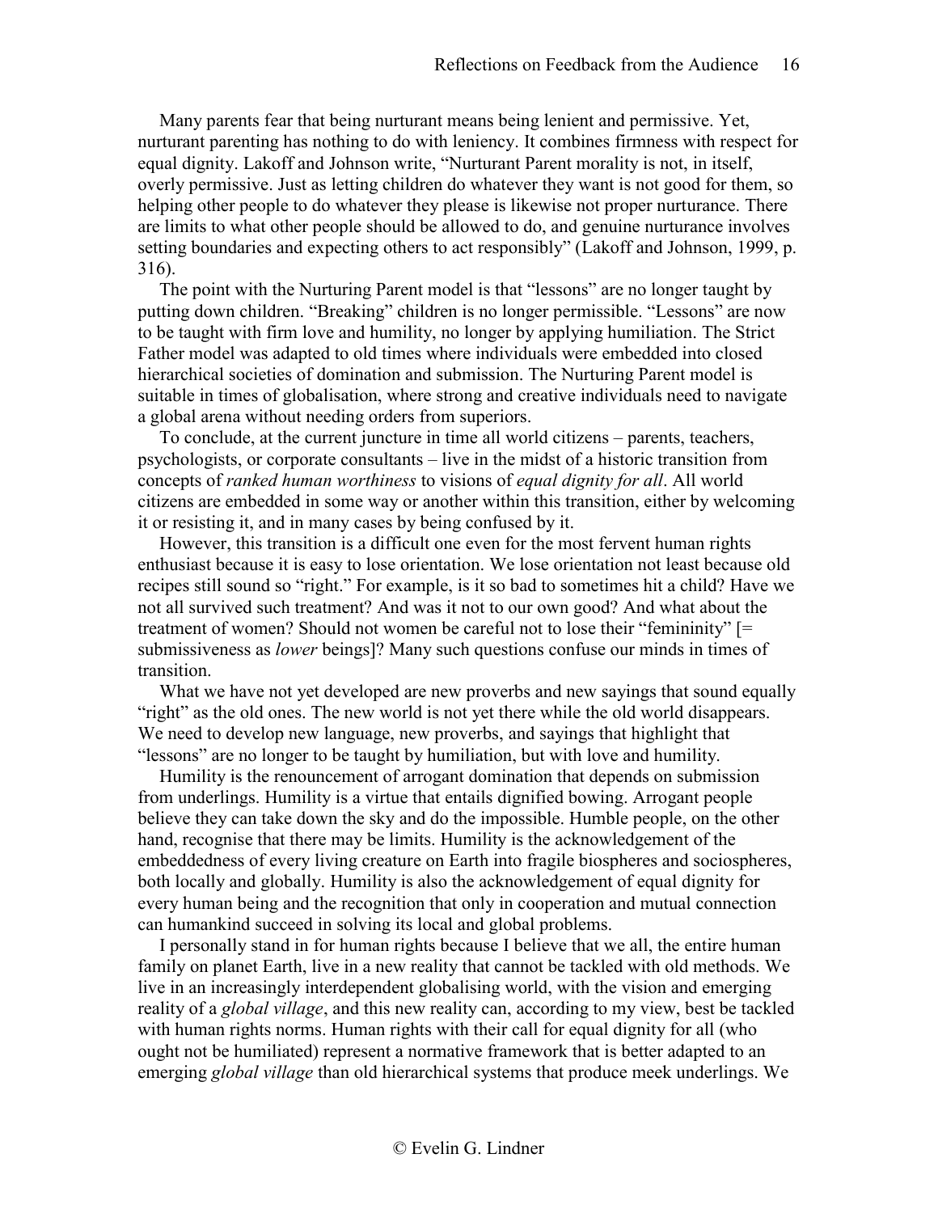Many parents fear that being nurturant means being lenient and permissive. Yet, nurturant parenting has nothing to do with leniency. It combines firmness with respect for equal dignity. Lakoff and Johnson write, "Nurturant Parent morality is not, in itself, overly permissive. Just as letting children do whatever they want is not good for them, so helping other people to do whatever they please is likewise not proper nurturance. There are limits to what other people should be allowed to do, and genuine nurturance involves setting boundaries and expecting others to act responsibly" (Lakoff and Johnson, 1999, p. 316).

The point with the Nurturing Parent model is that "lessons" are no longer taught by putting down children. "Breaking" children is no longer permissible. "Lessons" are now to be taught with firm love and humility, no longer by applying humiliation. The Strict Father model was adapted to old times where individuals were embedded into closed hierarchical societies of domination and submission. The Nurturing Parent model is suitable in times of globalisation, where strong and creative individuals need to navigate a global arena without needing orders from superiors.

To conclude, at the current juncture in time all world citizens – parents, teachers, psychologists, or corporate consultants – live in the midst of a historic transition from concepts of *ranked human worthiness* to visions of *equal dignity for all*. All world citizens are embedded in some way or another within this transition, either by welcoming it or resisting it, and in many cases by being confused by it.

However, this transition is a difficult one even for the most fervent human rights enthusiast because it is easy to lose orientation. We lose orientation not least because old recipes still sound so "right." For example, is it so bad to sometimes hit a child? Have we not all survived such treatment? And was it not to our own good? And what about the treatment of women? Should not women be careful not to lose their "femininity" [= submissiveness as *lower* beings]? Many such questions confuse our minds in times of transition.

What we have not yet developed are new proverbs and new sayings that sound equally "right" as the old ones. The new world is not yet there while the old world disappears. We need to develop new language, new proverbs, and sayings that highlight that "lessons" are no longer to be taught by humiliation, but with love and humility.

Humility is the renouncement of arrogant domination that depends on submission from underlings. Humility is a virtue that entails dignified bowing. Arrogant people believe they can take down the sky and do the impossible. Humble people, on the other hand, recognise that there may be limits. Humility is the acknowledgement of the embeddedness of every living creature on Earth into fragile biospheres and sociospheres, both locally and globally. Humility is also the acknowledgement of equal dignity for every human being and the recognition that only in cooperation and mutual connection can humankind succeed in solving its local and global problems.

I personally stand in for human rights because I believe that we all, the entire human family on planet Earth, live in a new reality that cannot be tackled with old methods. We live in an increasingly interdependent globalising world, with the vision and emerging reality of a *global village*, and this new reality can, according to my view, best be tackled with human rights norms. Human rights with their call for equal dignity for all (who ought not be humiliated) represent a normative framework that is better adapted to an emerging *global village* than old hierarchical systems that produce meek underlings. We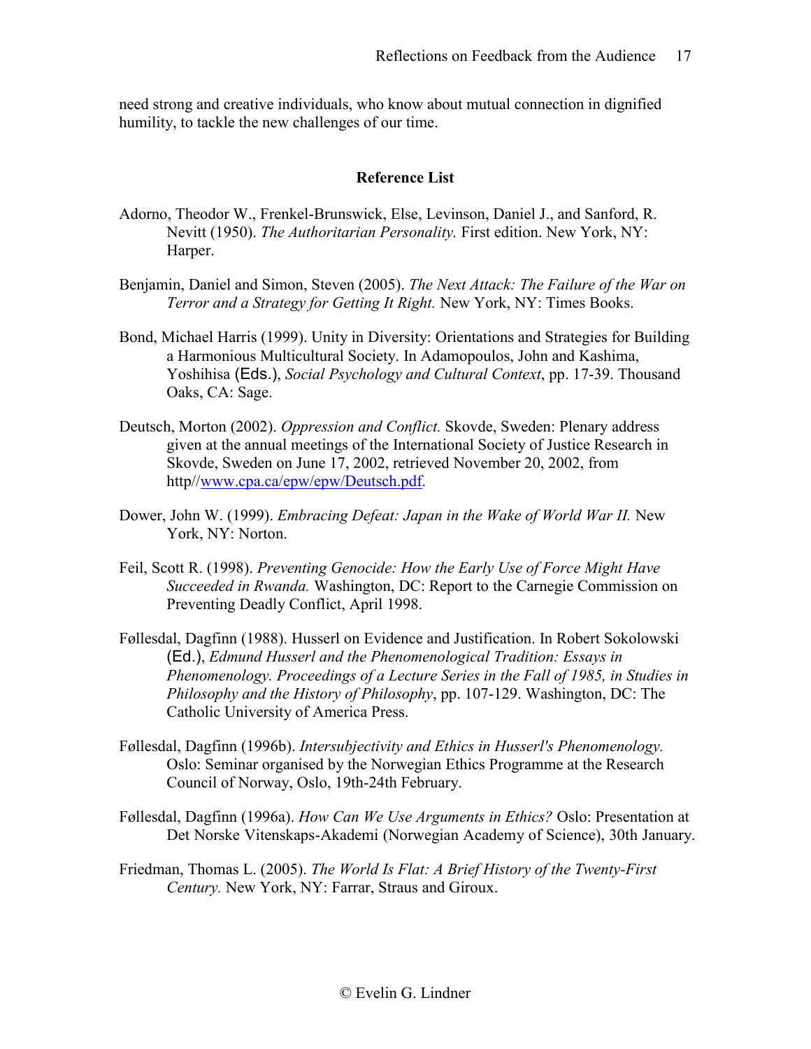need strong and creative individuals, who know about mutual connection in dignified humility, to tackle the new challenges of our time.

## Reference List

Adorno, Theodor W., Frenkel-Brunswick, Else, Levinson, Daniel J., and Sanford, R. Nevitt (1950). *The Authoritarian Personality.* First edition. New York, NY: Harper.

Benjamin, Daniel and Simon, Steven (2005). *The Next Attack: The Failure of the War on Terror and a Strategy for Getting It Right.* New York, NY: Times Books.

Bond, Michael Harris (1999). Unity in Diversity: Orientations and Strategies for Building a Harmonious Multicultural Society. In Adamopoulos, John and Kashima, Yoshihisa (Eds.), *Social Psychology and Cultural Context*, pp. 17-39. Thousand Oaks, CA: Sage.

Deutsch, Morton (2002). *Oppression and Conflict.* Skovde, Sweden: Plenary address given at the annual meetings of the International Society of Justice Research in Skovde, Sweden on June 17, 2002, retrieved November 20, 2002, from http//www.cpa.ca/epw/epw/Deutsch.pdf.

Dower, John W. (1999). *Embracing Defeat: Japan in the Wake of World War II.* New York, NY: Norton.

Feil, Scott R. (1998). *Preventing Genocide: How the Early Use of Force Might Have Succeeded in Rwanda.* Washington, DC: Report to the Carnegie Commission on Preventing Deadly Conflict, April 1998.

Føllesdal, Dagfinn (1988). Husserl on Evidence and Justification. In Robert Sokolowski (Ed.), *Edmund Husserl and the Phenomenological Tradition: Essays in Phenomenology. Proceedings of a Lecture Series in the Fall of 1985, in Studies in Philosophy and the History of Philosophy*, pp. 107-129. Washington, DC: The Catholic University of America Press.

Føllesdal, Dagfinn (1996b). *Intersubjectivity and Ethics in Husserl's Phenomenology.* Oslo: Seminar organised by the Norwegian Ethics Programme at the Research Council of Norway, Oslo, 19th-24th February.

Føllesdal, Dagfinn (1996a). *How Can We Use Arguments in Ethics?* Oslo: Presentation at Det Norske Vitenskaps-Akademi (Norwegian Academy of Science), 30th January.

Friedman, Thomas L. (2005). *The World Is Flat: A Brief History of the Twenty-First Century.* New York, NY: Farrar, Straus and Giroux.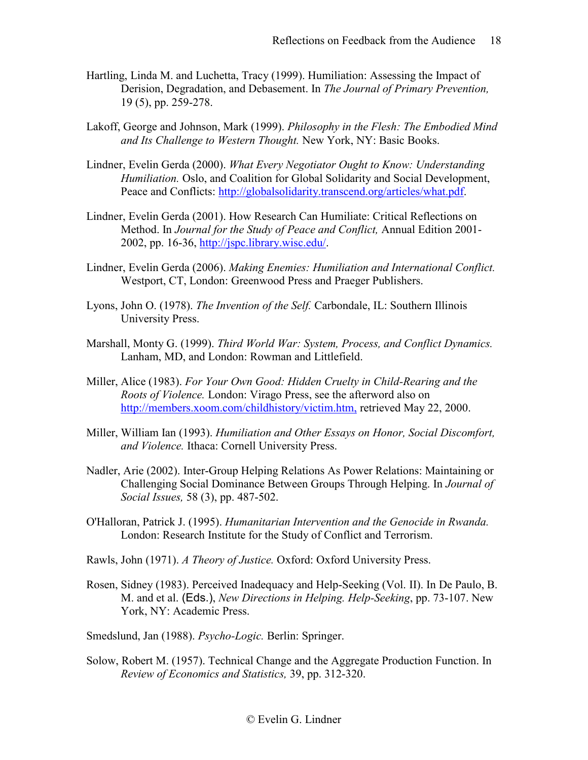Hartling, Linda M. and Luchetta, Tracy (1999). Humiliation: Assessing the Impact of Derision, Degradation, and Debasement. In *The Journal of Primary Prevention,* 19 (5), pp. 259-278.

Lakoff, George and Johnson, Mark (1999). *Philosophy in the Flesh: The Embodied Mind and Its Challenge to Western Thought.* New York, NY: Basic Books.

Lindner, Evelin Gerda (2000). *What Every Negotiator Ought to Know: Understanding Humiliation.* Oslo, and Coalition for Global Solidarity and Social Development, Peace and Conflicts: http://globalsolidarity.transcend.org/articles/what.pdf.

Lindner, Evelin Gerda (2001). How Research Can Humiliate: Critical Reflections on Method. In *Journal for the Study of Peace and Conflict,* Annual Edition 2001-2002, pp. 16-36, http://jspc.library.wisc.edu/.

Lindner, Evelin Gerda (2006). *Making Enemies: Humiliation and International Conflict.* Westport, CT, London: Greenwood Press and Praeger Publishers.

Lyons, John O. (1978). *The Invention of the Self.* Carbondale, IL: Southern Illinois University Press.

Marshall, Monty G. (1999). *Third World War: System, Process, and Conflict Dynamics.* Lanham, MD, and London: Rowman and Littlefield.

Miller, Alice (1983). *For Your Own Good: Hidden Cruelty in Child-Rearing and the Roots of Violence.* London: Virago Press, see the afterword also on http://members.xoom.com/childhistory/victim.htm, retrieved May 22, 2000.

Miller, William Ian (1993). *Humiliation and Other Essays on Honor, Social Discomfort, and Violence.* Ithaca: Cornell University Press.

Nadler, Arie (2002). Inter-Group Helping Relations As Power Relations: Maintaining or Challenging Social Dominance Between Groups Through Helping. In *Journal of Social Issues,* 58 (3), pp. 487-502.

O'Halloran, Patrick J. (1995). *Humanitarian Intervention and the Genocide in Rwanda.* London: Research Institute for the Study of Conflict and Terrorism.

Rawls, John (1971). *A Theory of Justice.* Oxford: Oxford University Press.

Rosen, Sidney (1983). Perceived Inadequacy and Help-Seeking (Vol. II). In De Paulo, B. M. and et al. (Eds.), *New Directions in Helping. Help-Seeking*, pp. 73-107. New York, NY: Academic Press.

Smedslund, Jan (1988). *Psycho-Logic.* Berlin: Springer.

Solow, Robert M. (1957). Technical Change and the Aggregate Production Function. In *Review of Economics and Statistics,* 39, pp. 312-320.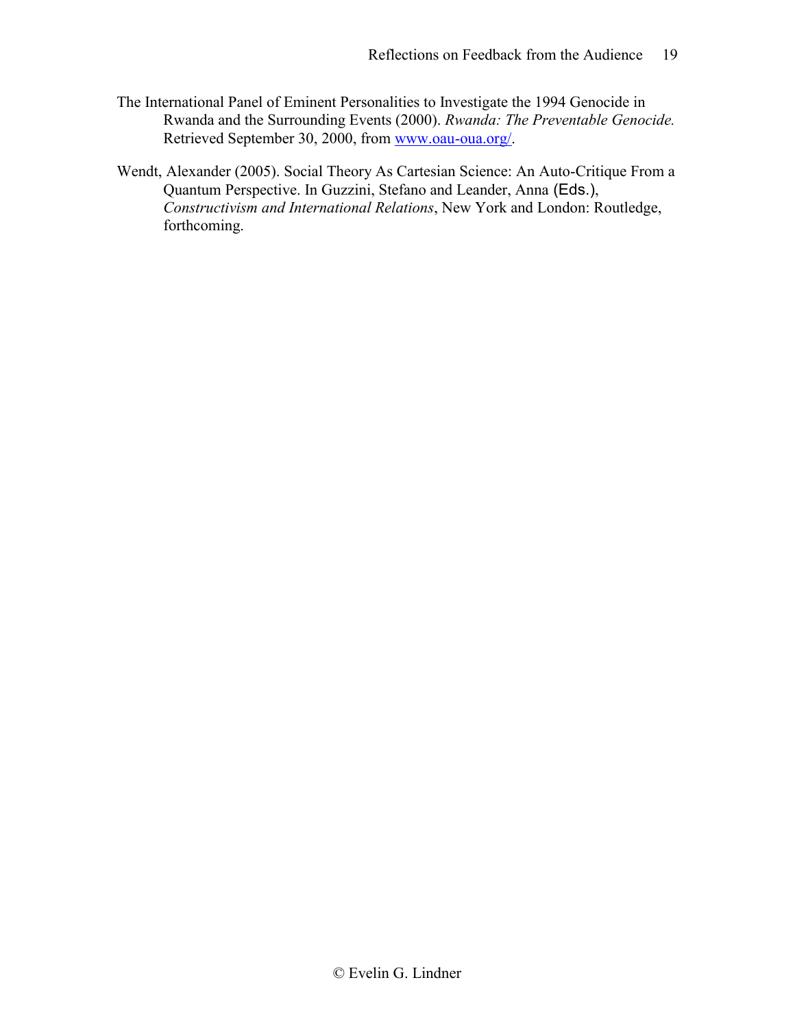The International Panel of Eminent Personalities to Investigate the 1994 Genocide in Rwanda and the Surrounding Events (2000). *Rwanda: The Preventable Genocide.* Retrieved September 30, 2000, from [www.oau-oua.org/](http://www.oau-oua.org/).

Wendt, Alexander (2005). Social Theory As Cartesian Science: An Auto-Critique From a Quantum Perspective. In Guzzini, Stefano and Leander, Anna (Eds.), *Constructivism and International Relations*, New York and London: Routledge, forthcoming.

© Evelin G. Lindner